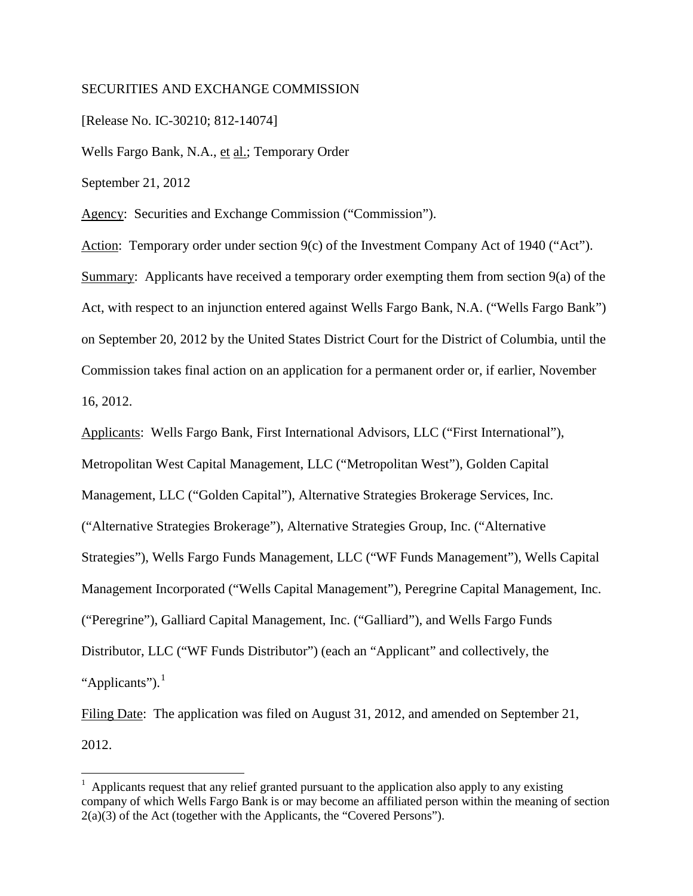SECURITIES AND EXCHANGE COMMISSION

[Release No. IC-30210; 812-14074]

Wells Fargo Bank, N.A., et al.; Temporary Order

September 21, 2012

Agency: Securities and Exchange Commission ("Commission").

Action: Temporary order under section 9(c) of the Investment Company Act of 1940 ("Act").

Summary: Applicants have received a temporary order exempting them from section 9(a) of the Act, with respect to an injunction entered against Wells Fargo Bank, N.A. ("Wells Fargo Bank") on September 20, 2012 by the United States District Court for the District of Columbia, until the Commission takes final action on an application for a permanent order or, if earlier, November 16, 2012.

Applicants: Wells Fargo Bank, First International Advisors, LLC ("First International"), Metropolitan West Capital Management, LLC ("Metropolitan West"), Golden Capital Management, LLC ("Golden Capital"), Alternative Strategies Brokerage Services, Inc. ("Alternative Strategies Brokerage"), Alternative Strategies Group, Inc. ("Alternative Strategies"), Wells Fargo Funds Management, LLC ("WF Funds Management"), Wells Capital Management Incorporated ("Wells Capital Management"), Peregrine Capital Management, Inc. ("Peregrine"), Galliard Capital Management, Inc. ("Galliard"), and Wells Fargo Funds Distributor, LLC ("WF Funds Distributor") (each an "Applicant" and collectively, the "Applicants").[1]

Filing Date: The application was filed on August 31, 2012, and amended on September 21, 2012.

---

[1] Applicants request that any relief granted pursuant to the application also apply to any existing company of which Wells Fargo Bank is or may become an affiliated person within the meaning of section 2(a)(3) of the Act (together with the Applicants, the "Covered Persons").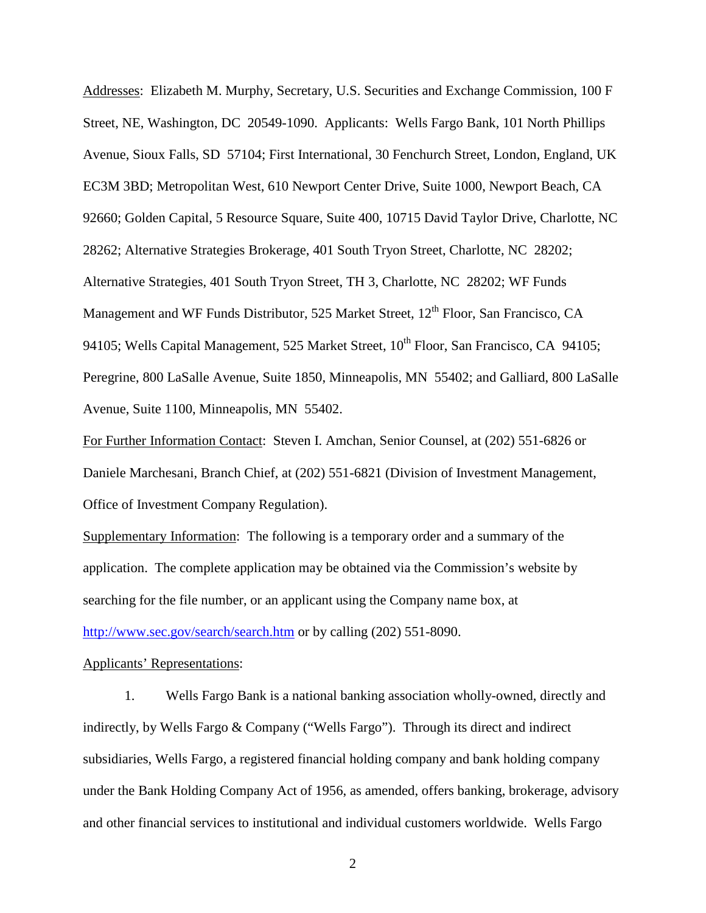Addresses: Elizabeth M. Murphy, Secretary, U.S. Securities and Exchange Commission, 100 F Street, NE, Washington, DC 20549-1090. Applicants: Wells Fargo Bank, 101 North Phillips Avenue, Sioux Falls, SD 57104; First International, 30 Fenchurch Street, London, England, UK EC3M 3BD; Metropolitan West, 610 Newport Center Drive, Suite 1000, Newport Beach, CA 92660; Golden Capital, 5 Resource Square, Suite 400, 10715 David Taylor Drive, Charlotte, NC 28262; Alternative Strategies Brokerage, 401 South Tryon Street, Charlotte, NC 28202; Alternative Strategies, 401 South Tryon Street, TH 3, Charlotte, NC 28202; WF Funds Management and WF Funds Distributor, 525 Market Street, 12th Floor, San Francisco, CA 94105; Wells Capital Management, 525 Market Street, 10th Floor, San Francisco, CA 94105; Peregrine, 800 LaSalle Avenue, Suite 1850, Minneapolis, MN 55402; and Galliard, 800 LaSalle Avenue, Suite 1100, Minneapolis, MN 55402.

For Further Information Contact: Steven I. Amchan, Senior Counsel, at (202) 551-6826 or Daniele Marchesani, Branch Chief, at (202) 551-6821 (Division of Investment Management, Office of Investment Company Regulation).

Supplementary Information: The following is a temporary order and a summary of the application. The complete application may be obtained via the Commission's website by searching for the file number, or an applicant using the Company name box, at http://www.sec.gov/search/search.htm or by calling (202) 551-8090.

Applicants' Representations:

1. Wells Fargo Bank is a national banking association wholly-owned, directly and indirectly, by Wells Fargo & Company ("Wells Fargo"). Through its direct and indirect subsidiaries, Wells Fargo, a registered financial holding company and bank holding company under the Bank Holding Company Act of 1956, as amended, offers banking, brokerage, advisory and other financial services to institutional and individual customers worldwide. Wells Fargo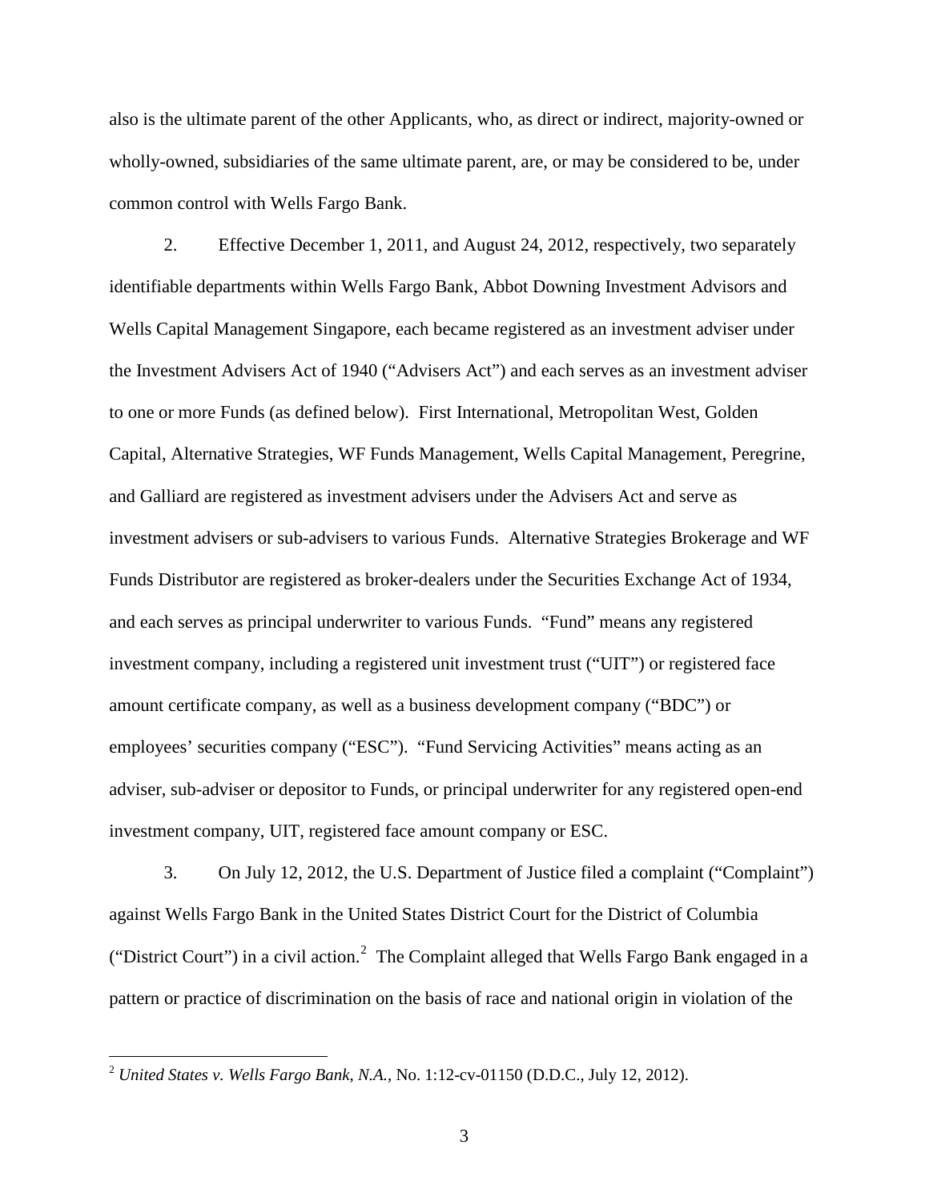also is the ultimate parent of the other Applicants, who, as direct or indirect, majority-owned or wholly-owned, subsidiaries of the same ultimate parent, are, or may be considered to be, under common control with Wells Fargo Bank.

2. Effective December 1, 2011, and August 24, 2012, respectively, two separately identifiable departments within Wells Fargo Bank, Abbot Downing Investment Advisors and Wells Capital Management Singapore, each became registered as an investment adviser under the Investment Advisers Act of 1940 ("Advisers Act") and each serves as an investment adviser to one or more Funds (as defined below). First International, Metropolitan West, Golden Capital, Alternative Strategies, WF Funds Management, Wells Capital Management, Peregrine, and Galliard are registered as investment advisers under the Advisers Act and serve as investment advisers or sub-advisers to various Funds. Alternative Strategies Brokerage and WF Funds Distributor are registered as broker-dealers under the Securities Exchange Act of 1934, and each serves as principal underwriter to various Funds. "Fund" means any registered investment company, including a registered unit investment trust ("UIT") or registered face amount certificate company, as well as a business development company ("BDC") or employees' securities company ("ESC"). "Fund Servicing Activities" means acting as an adviser, sub-adviser or depositor to Funds, or principal underwriter for any registered open-end investment company, UIT, registered face amount company or ESC.

3. On July 12, 2012, the U.S. Department of Justice filed a complaint ("Complaint") against Wells Fargo Bank in the United States District Court for the District of Columbia ("District Court") in a civil action.[2] The Complaint alleged that Wells Fargo Bank engaged in a pattern or practice of discrimination on the basis of race and national origin in violation of the

[2] *United States v. Wells Fargo Bank, N.A.*, No. 1:12-cv-01150 (D.D.C., July 12, 2012).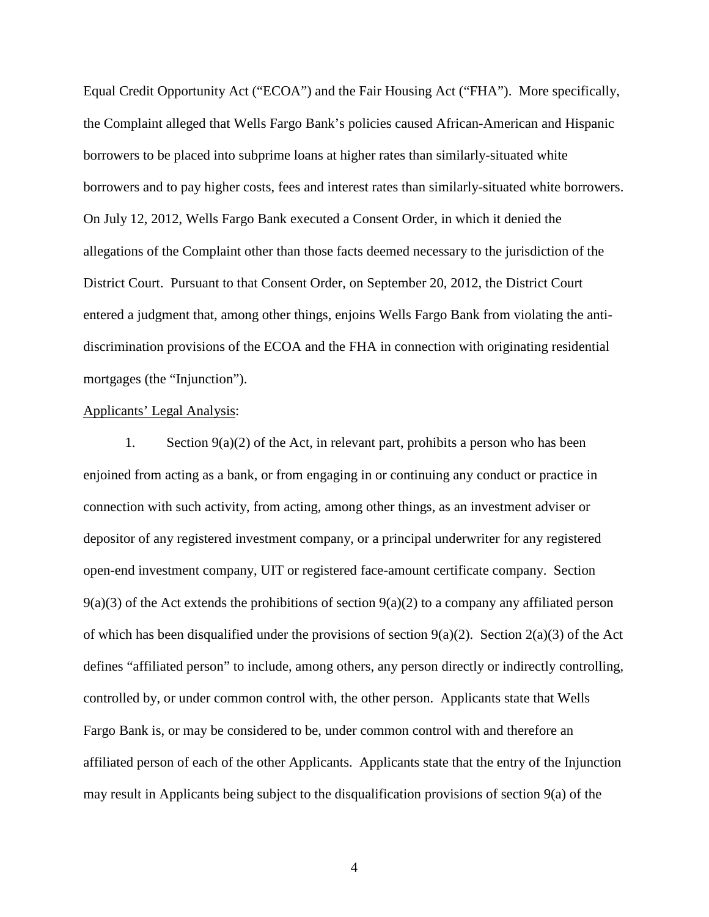Equal Credit Opportunity Act ("ECOA") and the Fair Housing Act ("FHA"). More specifically, the Complaint alleged that Wells Fargo Bank's policies caused African-American and Hispanic borrowers to be placed into subprime loans at higher rates than similarly-situated white borrowers and to pay higher costs, fees and interest rates than similarly-situated white borrowers. On July 12, 2012, Wells Fargo Bank executed a Consent Order, in which it denied the allegations of the Complaint other than those facts deemed necessary to the jurisdiction of the District Court. Pursuant to that Consent Order, on September 20, 2012, the District Court entered a judgment that, among other things, enjoins Wells Fargo Bank from violating the anti-discrimination provisions of the ECOA and the FHA in connection with originating residential mortgages (the "Injunction").

Applicants' Legal Analysis:

1. Section 9(a)(2) of the Act, in relevant part, prohibits a person who has been enjoined from acting as a bank, or from engaging in or continuing any conduct or practice in connection with such activity, from acting, among other things, as an investment adviser or depositor of any registered investment company, or a principal underwriter for any registered open-end investment company, UIT or registered face-amount certificate company. Section 9(a)(3) of the Act extends the prohibitions of section 9(a)(2) to a company any affiliated person of which has been disqualified under the provisions of section 9(a)(2). Section 2(a)(3) of the Act defines "affiliated person" to include, among others, any person directly or indirectly controlling, controlled by, or under common control with, the other person. Applicants state that Wells Fargo Bank is, or may be considered to be, under common control with and therefore an affiliated person of each of the other Applicants. Applicants state that the entry of the Injunction may result in Applicants being subject to the disqualification provisions of section 9(a) of the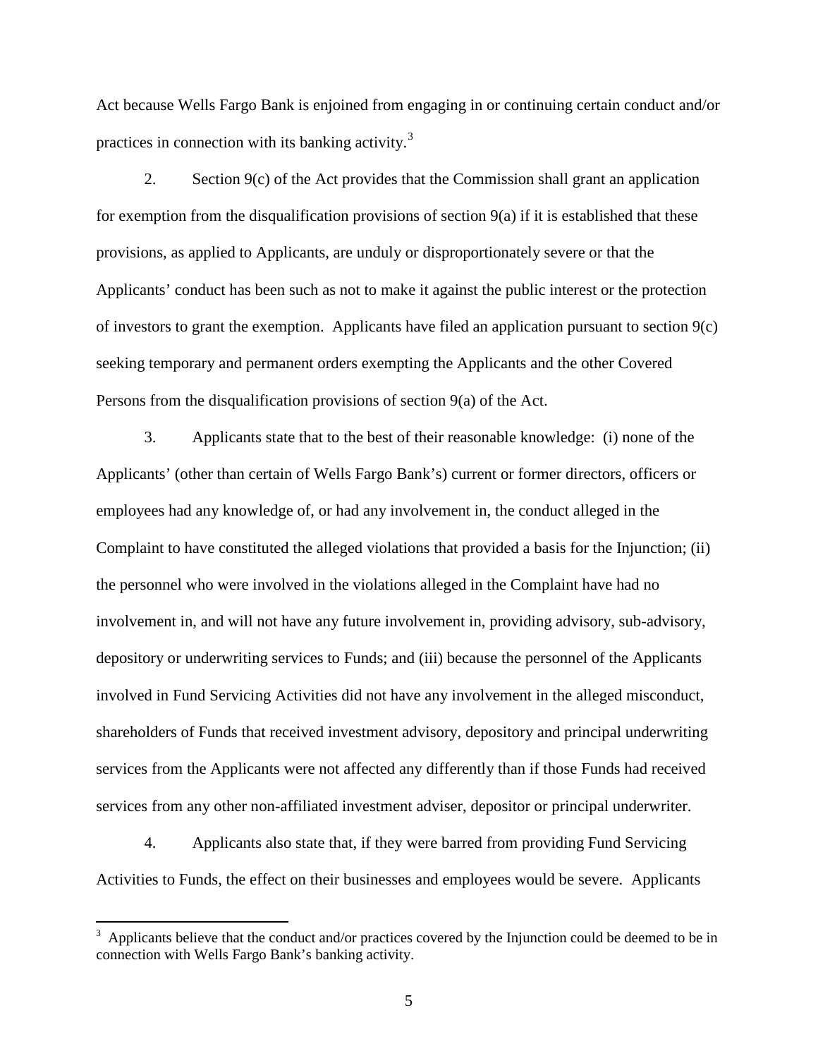Act because Wells Fargo Bank is enjoined from engaging in or continuing certain conduct and/or practices in connection with its banking activity.[3]

2. Section 9(c) of the Act provides that the Commission shall grant an application for exemption from the disqualification provisions of section 9(a) if it is established that these provisions, as applied to Applicants, are unduly or disproportionately severe or that the Applicants' conduct has been such as not to make it against the public interest or the protection of investors to grant the exemption. Applicants have filed an application pursuant to section 9(c) seeking temporary and permanent orders exempting the Applicants and the other Covered Persons from the disqualification provisions of section 9(a) of the Act.

3. Applicants state that to the best of their reasonable knowledge: (i) none of the Applicants' (other than certain of Wells Fargo Bank's) current or former directors, officers or employees had any knowledge of, or had any involvement in, the conduct alleged in the Complaint to have constituted the alleged violations that provided a basis for the Injunction; (ii) the personnel who were involved in the violations alleged in the Complaint have had no involvement in, and will not have any future involvement in, providing advisory, sub-advisory, depository or underwriting services to Funds; and (iii) because the personnel of the Applicants involved in Fund Servicing Activities did not have any involvement in the alleged misconduct, shareholders of Funds that received investment advisory, depository and principal underwriting services from the Applicants were not affected any differently than if those Funds had received services from any other non-affiliated investment adviser, depositor or principal underwriter.

4. Applicants also state that, if they were barred from providing Fund Servicing Activities to Funds, the effect on their businesses and employees would be severe. Applicants

---

[3] Applicants believe that the conduct and/or practices covered by the Injunction could be deemed to be in connection with Wells Fargo Bank's banking activity.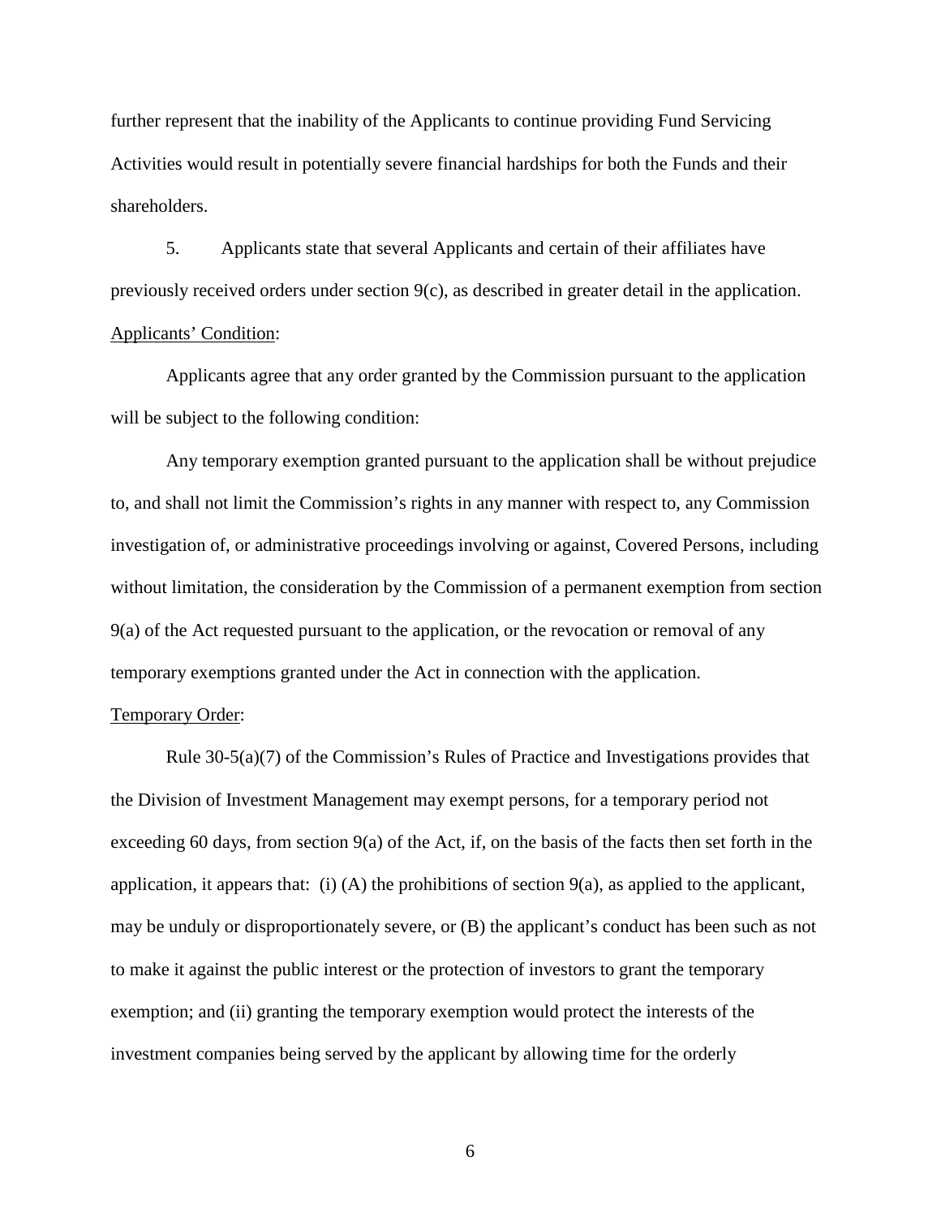further represent that the inability of the Applicants to continue providing Fund Servicing Activities would result in potentially severe financial hardships for both the Funds and their shareholders.

5. Applicants state that several Applicants and certain of their affiliates have previously received orders under section 9(c), as described in greater detail in the application.

<u>Applicants' Condition</u>:

Applicants agree that any order granted by the Commission pursuant to the application will be subject to the following condition:

Any temporary exemption granted pursuant to the application shall be without prejudice to, and shall not limit the Commission's rights in any manner with respect to, any Commission investigation of, or administrative proceedings involving or against, Covered Persons, including without limitation, the consideration by the Commission of a permanent exemption from section 9(a) of the Act requested pursuant to the application, or the revocation or removal of any temporary exemptions granted under the Act in connection with the application.

<u>Temporary Order</u>:

Rule 30-5(a)(7) of the Commission's Rules of Practice and Investigations provides that the Division of Investment Management may exempt persons, for a temporary period not exceeding 60 days, from section 9(a) of the Act, if, on the basis of the facts then set forth in the application, it appears that: (i) (A) the prohibitions of section 9(a), as applied to the applicant, may be unduly or disproportionately severe, or (B) the applicant's conduct has been such as not to make it against the public interest or the protection of investors to grant the temporary exemption; and (ii) granting the temporary exemption would protect the interests of the investment companies being served by the applicant by allowing time for the orderly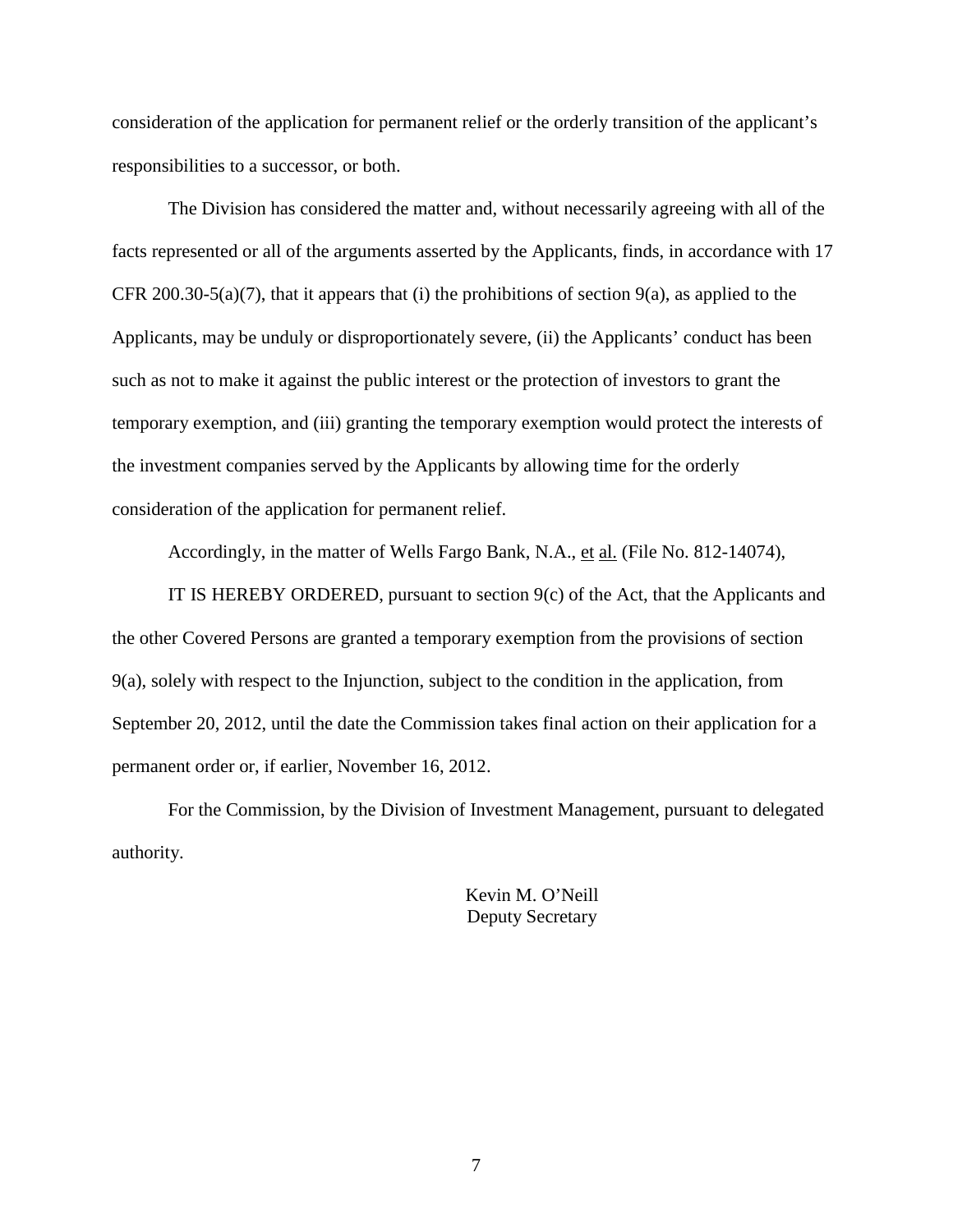consideration of the application for permanent relief or the orderly transition of the applicant's responsibilities to a successor, or both.

The Division has considered the matter and, without necessarily agreeing with all of the facts represented or all of the arguments asserted by the Applicants, finds, in accordance with 17 CFR 200.30-5(a)(7), that it appears that (i) the prohibitions of section 9(a), as applied to the Applicants, may be unduly or disproportionately severe, (ii) the Applicants' conduct has been such as not to make it against the public interest or the protection of investors to grant the temporary exemption, and (iii) granting the temporary exemption would protect the interests of the investment companies served by the Applicants by allowing time for the orderly consideration of the application for permanent relief.

Accordingly, in the matter of Wells Fargo Bank, N.A., et al. (File No. 812-14074),

IT IS HEREBY ORDERED, pursuant to section 9(c) of the Act, that the Applicants and the other Covered Persons are granted a temporary exemption from the provisions of section 9(a), solely with respect to the Injunction, subject to the condition in the application, from September 20, 2012, until the date the Commission takes final action on their application for a permanent order or, if earlier, November 16, 2012.

For the Commission, by the Division of Investment Management, pursuant to delegated authority.

Kevin M. O'Neill
Deputy Secretary